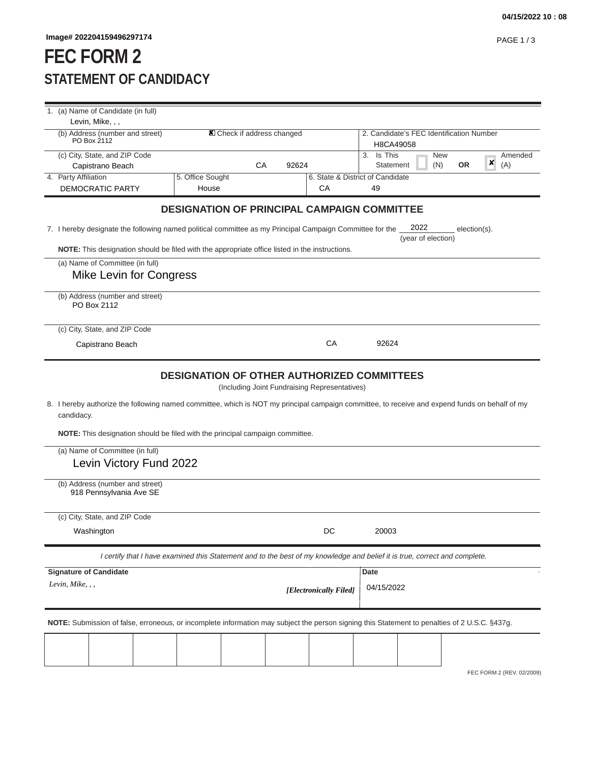Image# 202204159496297174

# FEC FORM 2
## STATEMENT OF CANDIDACY

1. (a) Name of Candidate (in full)
Levin, Mike, , ,

(b) Address (number and street)
PO Box 2112

☒ Check if address changed

2. Candidate's FEC Identification Number
H8CA49058

(c) City, State, and ZIP Code
Capistrano Beach CA 92624

3. Is This Statement ☐ New (N) OR ☒ Amended (A)

| 4. Party Affiliation | 5. Office Sought | 6. State & District of Candidate | |
|---|---|---|---|
| DEMOCRATIC PARTY | House | CA | 49 |

### DESIGNATION OF PRINCIPAL CAMPAIGN COMMITTEE

7. I hereby designate the following named political committee as my Principal Campaign Committee for the 2022 (year of election) election(s).

**NOTE:** This designation should be filed with the appropriate office listed in the instructions.

(a) Name of Committee (in full)
Mike Levin for Congress

(b) Address (number and street)
PO Box 2112

(c) City, State, and ZIP Code
Capistrano Beach CA 92624

### DESIGNATION OF OTHER AUTHORIZED COMMITTEES
(Including Joint Fundraising Representatives)

8. I hereby authorize the following named committee, which is NOT my principal campaign committee, to receive and expend funds on behalf of my candidacy.

**NOTE:** This designation should be filed with the principal campaign committee.

(a) Name of Committee (in full)
Levin Victory Fund 2022

(b) Address (number and street)
918 Pennsylvania Ave SE

(c) City, State, and ZIP Code
Washington DC 20003

*I certify that I have examined this Statement and to the best of my knowledge and belief it is true, correct and complete.*

| Signature of Candidate | Date |
|---|---|
| *Levin, Mike, , ,* ***[Electronically Filed]*** | 04/15/2022 |

**NOTE:** Submission of false, erroneous, or incomplete information may subject the person signing this Statement to penalties of 2 U.S.C. §437g.

FEC FORM 2 (REV. 02/2009)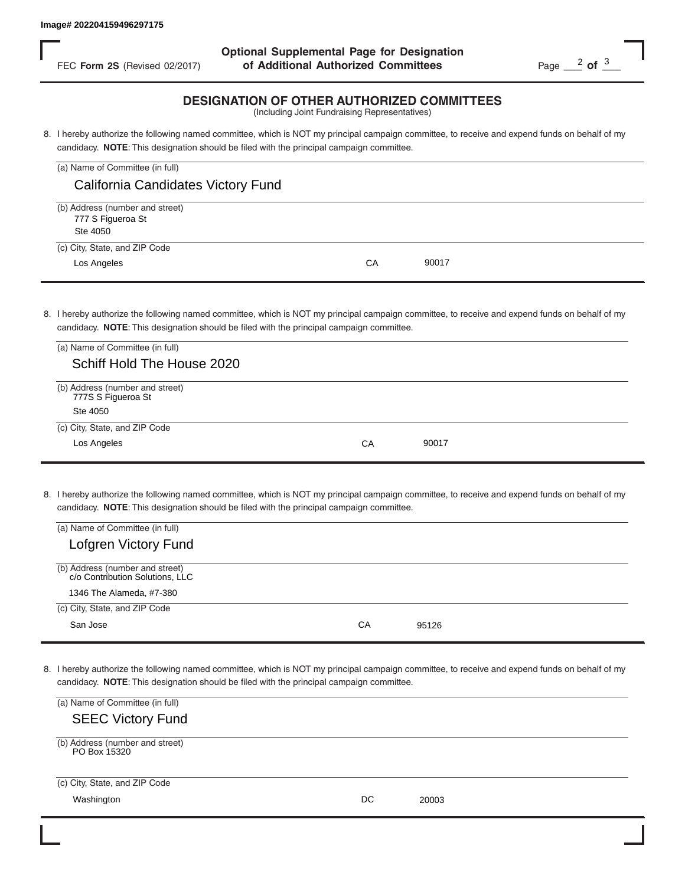Image# 202204159496297175

FEC **Form 2S** (Revised 02/2017)

**Optional Supplemental Page for Designation of Additional Authorized Committees**

## DESIGNATION OF OTHER AUTHORIZED COMMITTEES

(Including Joint Fundraising Representatives)

8. I hereby authorize the following named committee, which is NOT my principal campaign committee, to receive and expend funds on behalf of my candidacy. **NOTE**: This designation should be filed with the principal campaign committee.

(a) Name of Committee (in full)
California Candidates Victory Fund

(b) Address (number and street)
777 S Figueroa St
Ste 4050

(c) City, State, and ZIP Code
Los Angeles CA 90017

8. I hereby authorize the following named committee, which is NOT my principal campaign committee, to receive and expend funds on behalf of my candidacy. **NOTE**: This designation should be filed with the principal campaign committee.

(a) Name of Committee (in full)
Schiff Hold The House 2020

(b) Address (number and street)
777S S Figueroa St
Ste 4050

(c) City, State, and ZIP Code
Los Angeles CA 90017

8. I hereby authorize the following named committee, which is NOT my principal campaign committee, to receive and expend funds on behalf of my candidacy. **NOTE**: This designation should be filed with the principal campaign committee.

(a) Name of Committee (in full)
Lofgren Victory Fund

(b) Address (number and street)
c/o Contribution Solutions, LLC
1346 The Alameda, #7-380

(c) City, State, and ZIP Code
San Jose CA 95126

8. I hereby authorize the following named committee, which is NOT my principal campaign committee, to receive and expend funds on behalf of my candidacy. **NOTE**: This designation should be filed with the principal campaign committee.

(a) Name of Committee (in full)
SEEC Victory Fund

(b) Address (number and street)
PO Box 15320

(c) City, State, and ZIP Code
Washington DC 20003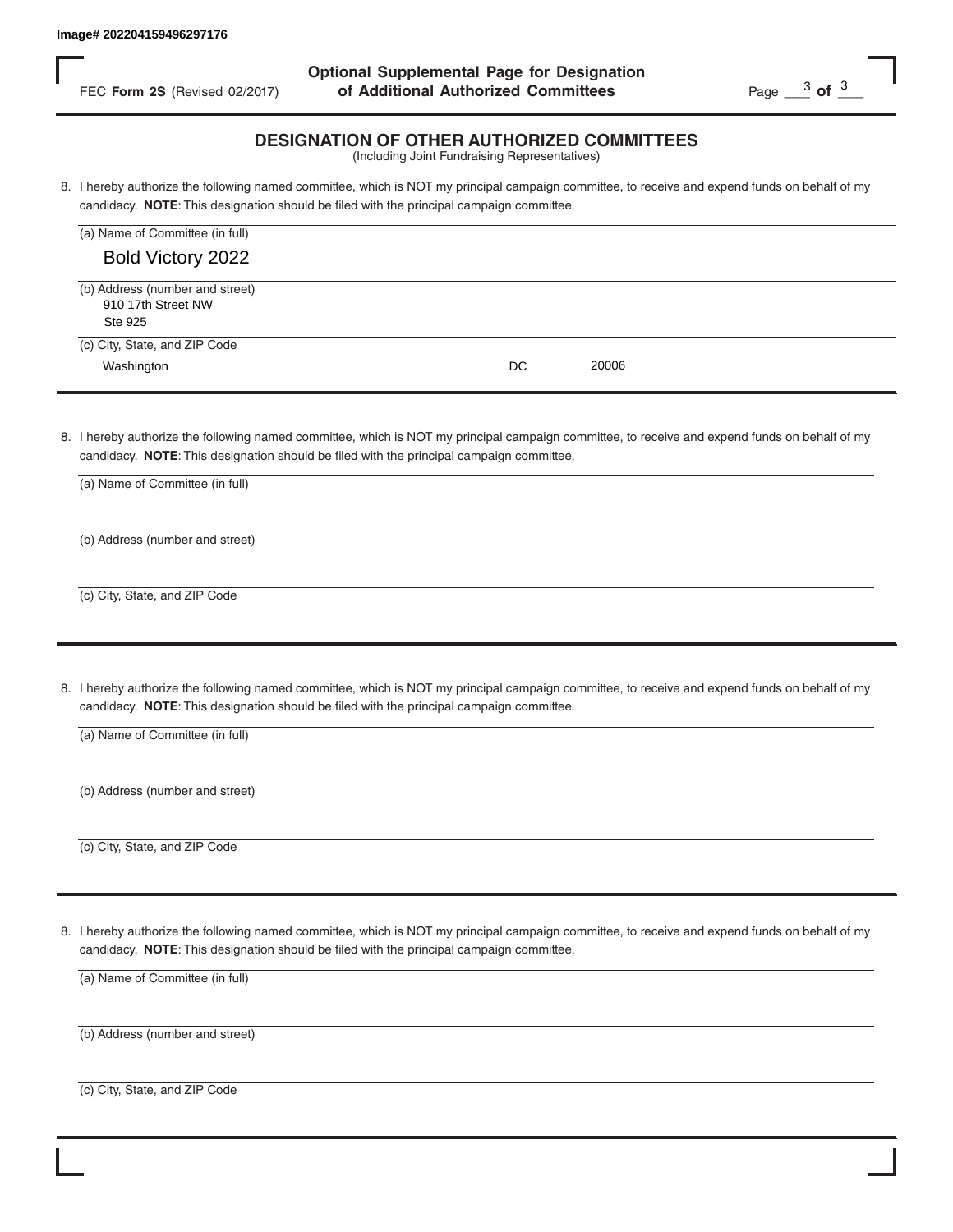Image# 202204159496297176

FEC **Form 2S** (Revised 02/2017)

**Optional Supplemental Page for Designation of Additional Authorized Committees**

## DESIGNATION OF OTHER AUTHORIZED COMMITTEES

(Including Joint Fundraising Representatives)

8. I hereby authorize the following named committee, which is NOT my principal campaign committee, to receive and expend funds on behalf of my candidacy. **NOTE**: This designation should be filed with the principal campaign committee.

(a) Name of Committee (in full)

Bold Victory 2022

(b) Address (number and street)

910 17th Street NW
Ste 925

(c) City, State, and ZIP Code

Washington DC 20006

8. I hereby authorize the following named committee, which is NOT my principal campaign committee, to receive and expend funds on behalf of my candidacy. **NOTE**: This designation should be filed with the principal campaign committee.

(a) Name of Committee (in full)

(b) Address (number and street)

(c) City, State, and ZIP Code

8. I hereby authorize the following named committee, which is NOT my principal campaign committee, to receive and expend funds on behalf of my candidacy. **NOTE**: This designation should be filed with the principal campaign committee.

(a) Name of Committee (in full)

(b) Address (number and street)

(c) City, State, and ZIP Code

8. I hereby authorize the following named committee, which is NOT my principal campaign committee, to receive and expend funds on behalf of my candidacy. **NOTE**: This designation should be filed with the principal campaign committee.

(a) Name of Committee (in full)

(b) Address (number and street)

(c) City, State, and ZIP Code